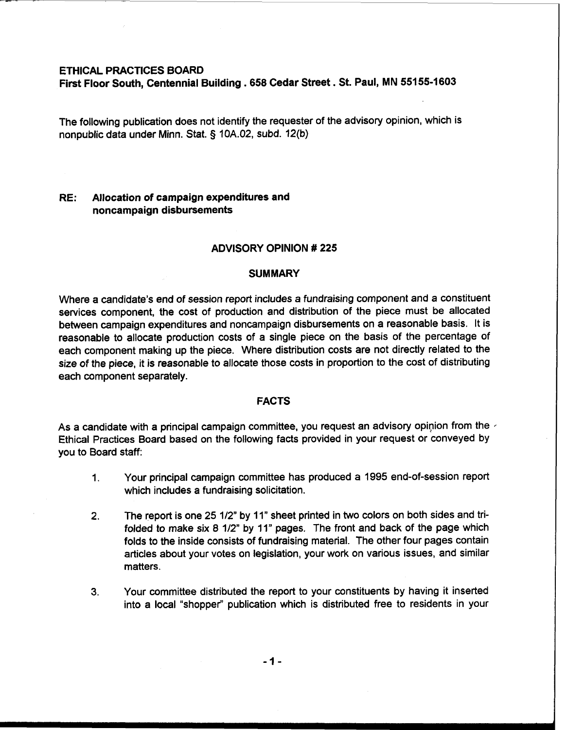**ETHICAL PRACTICES BOARD**
**First Floor South, Centennial Building . 658 Cedar Street . St. Paul, MN 55155-1603**

The following publication does not identify the requester of the advisory opinion, which is nonpublic data under Minn. Stat. § 10A.02, subd. 12(b)

**RE: Allocation of campaign expenditures and noncampaign disbursements**

## ADVISORY OPINION # 225

### SUMMARY

Where a candidate's end of session report includes a fundraising component and a constituent services component, the cost of production and distribution of the piece must be allocated between campaign expenditures and noncampaign disbursements on a reasonable basis. It is reasonable to allocate production costs of a single piece on the basis of the percentage of each component making up the piece. Where distribution costs are not directly related to the size of the piece, it is reasonable to allocate those costs in proportion to the cost of distributing each component separately.

### FACTS

As a candidate with a principal campaign committee, you request an advisory opinion from the Ethical Practices Board based on the following facts provided in your request or conveyed by you to Board staff:

1. Your principal campaign committee has produced a 1995 end-of-session report which includes a fundraising solicitation.

2. The report is one 25 1/2" by 11" sheet printed in two colors on both sides and tri-folded to make six 8 1/2" by 11" pages. The front and back of the page which folds to the inside consists of fundraising material. The other four pages contain articles about your votes on legislation, your work on various issues, and similar matters.

3. Your committee distributed the report to your constituents by having it inserted into a local "shopper" publication which is distributed free to residents in your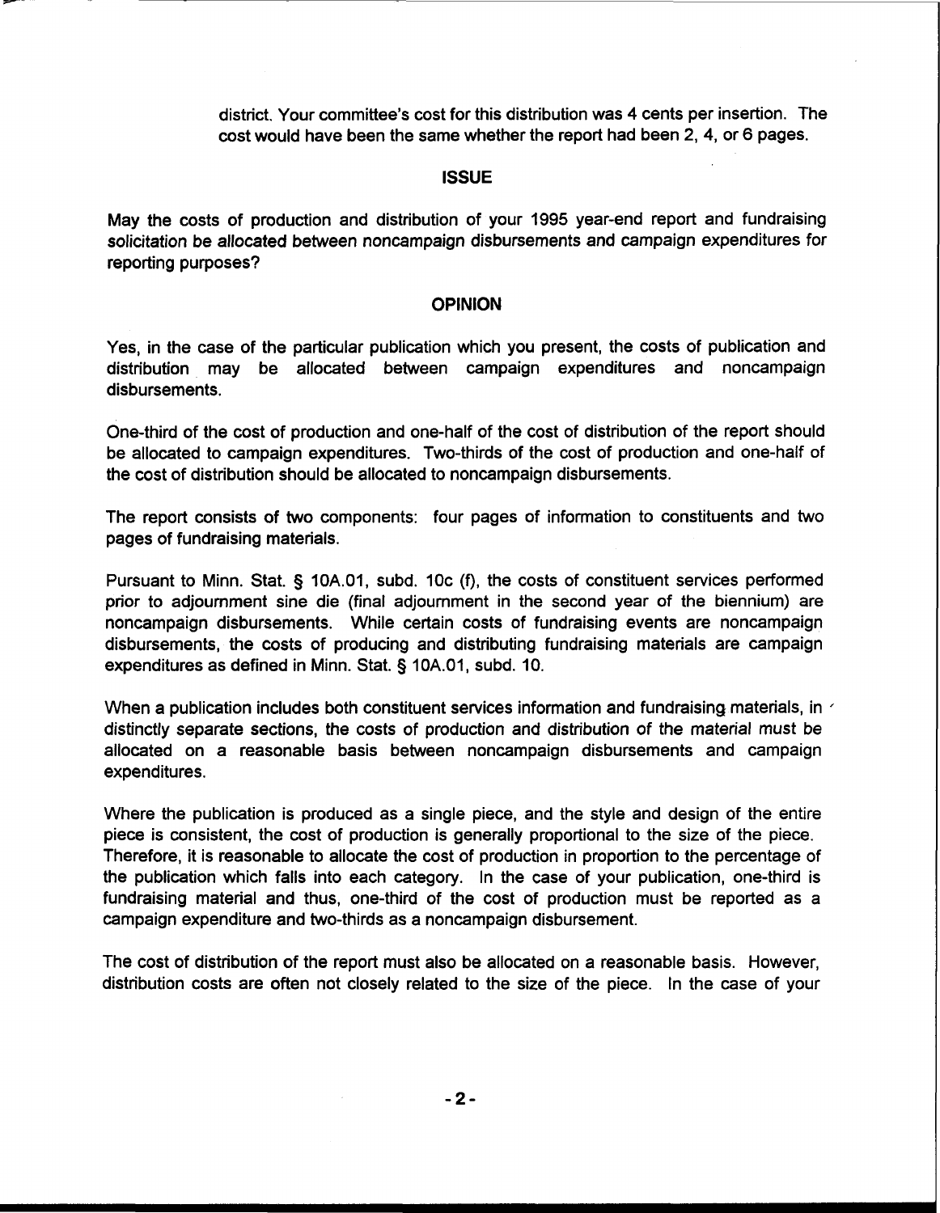district. Your committee's cost for this distribution was 4 cents per insertion. The cost would have been the same whether the report had been 2, 4, or 6 pages.

## ISSUE

May the costs of production and distribution of your 1995 year-end report and fundraising solicitation be allocated between noncampaign disbursements and campaign expenditures for reporting purposes?

## OPINION

Yes, in the case of the particular publication which you present, the costs of publication and distribution may be allocated between campaign expenditures and noncampaign disbursements.

One-third of the cost of production and one-half of the cost of distribution of the report should be allocated to campaign expenditures. Two-thirds of the cost of production and one-half of the cost of distribution should be allocated to noncampaign disbursements.

The report consists of two components: four pages of information to constituents and two pages of fundraising materials.

Pursuant to Minn. Stat. § 10A.01, subd. 10c (f), the costs of constituent services performed prior to adjournment sine die (final adjournment in the second year of the biennium) are noncampaign disbursements. While certain costs of fundraising events are noncampaign disbursements, the costs of producing and distributing fundraising materials are campaign expenditures as defined in Minn. Stat. § 10A.01, subd. 10.

When a publication includes both constituent services information and fundraising materials, in distinctly separate sections, the costs of production and distribution of the material must be allocated on a reasonable basis between noncampaign disbursements and campaign expenditures.

Where the publication is produced as a single piece, and the style and design of the entire piece is consistent, the cost of production is generally proportional to the size of the piece. Therefore, it is reasonable to allocate the cost of production in proportion to the percentage of the publication which falls into each category. In the case of your publication, one-third is fundraising material and thus, one-third of the cost of production must be reported as a campaign expenditure and two-thirds as a noncampaign disbursement.

The cost of distribution of the report must also be allocated on a reasonable basis. However, distribution costs are often not closely related to the size of the piece. In the case of your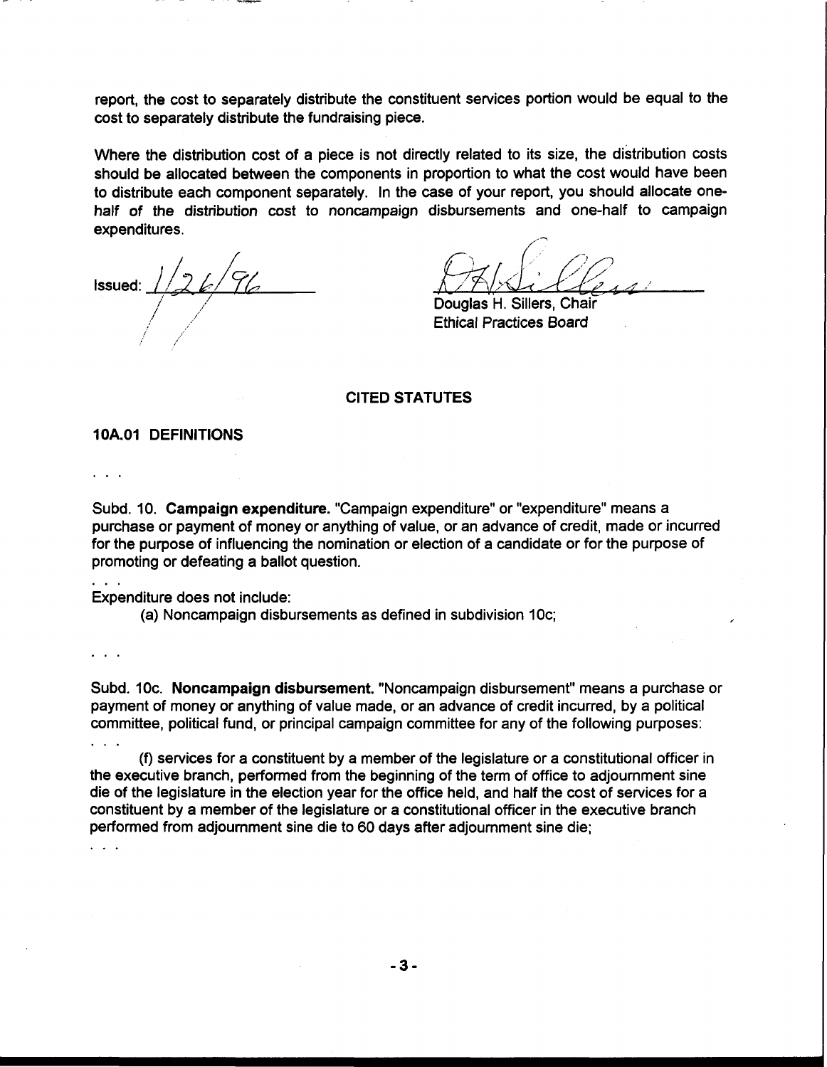report, the cost to separately distribute the constituent services portion would be equal to the cost to separately distribute the fundraising piece.

Where the distribution cost of a piece is not directly related to its size, the distribution costs should be allocated between the components in proportion to what the cost would have been to distribute each component separately. In the case of your report, you should allocate one-half of the distribution cost to noncampaign disbursements and one-half to campaign expenditures.

Issued: 1/26/96

Douglas H. Sillers, Chair
Ethical Practices Board

## CITED STATUTES

### 10A.01 DEFINITIONS

. . .

Subd. 10. **Campaign expenditure.** "Campaign expenditure" or "expenditure" means a purchase or payment of money or anything of value, or an advance of credit, made or incurred for the purpose of influencing the nomination or election of a candidate or for the purpose of promoting or defeating a ballot question.

. . .

Expenditure does not include:

(a) Noncampaign disbursements as defined in subdivision 10c;

. . .

Subd. 10c. **Noncampaign disbursement.** "Noncampaign disbursement" means a purchase or payment of money or anything of value made, or an advance of credit incurred, by a political committee, political fund, or principal campaign committee for any of the following purposes:

. . .

(f) services for a constituent by a member of the legislature or a constitutional officer in the executive branch, performed from the beginning of the term of office to adjournment sine die of the legislature in the election year for the office held, and half the cost of services for a constituent by a member of the legislature or a constitutional officer in the executive branch performed from adjournment sine die to 60 days after adjournment sine die;

. . .